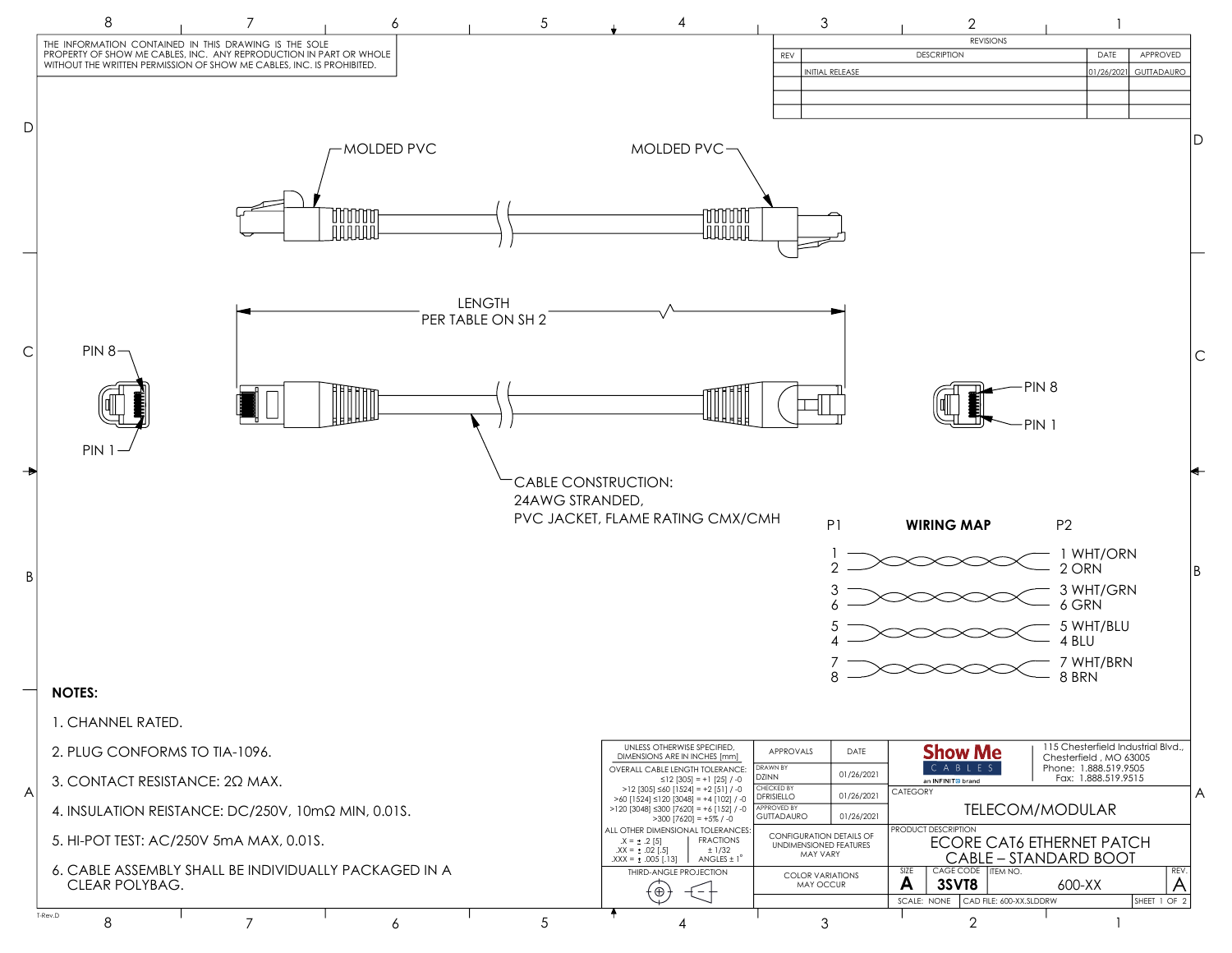THE INFORMATION CONTAINED IN THIS DRAWING IS THE SOLE PROPERTY OF SHOW ME CABLES, INC. ANY REPRODUCTION IN PART OR WHOLE WITHOUT THE WRITTEN PERMISSION OF SHOW ME CABLES, INC. IS PROHIBITED.

| REVISIONS | | | |
|---|---|---|---|
| REV | DESCRIPTION | DATE | APPROVED |
| | INITIAL RELEASE | 01/26/2021 | GUTTADAURO |
| | | | |
| | | | |
| | | | |

MOLDED PVC

MOLDED PVC

LENGTH
PER TABLE ON SH 2

PIN 8

PIN 1

PIN 8

PIN 1

CABLE CONSTRUCTION:
24AWG STRANDED,
PVC JACKET, FLAME RATING CMX/CMH

**WIRING MAP**

| P1 | P2 |
|---|---|
| 1 | 1 WHT/ORN |
| 2 | 2 ORN |
| 3 | 3 WHT/GRN |
| 6 | 6 GRN |
| 5 | 5 WHT/BLU |
| 4 | 4 BLU |
| 7 | 7 WHT/BRN |
| 8 | 8 BRN |

**NOTES:**

1. CHANNEL RATED.
2. PLUG CONFORMS TO TIA-1096.
3. CONTACT RESISTANCE: 2Ω MAX.
4. INSULATION REISTANCE: DC/250V, 10mΩ MIN, 0.01S.
5. HI-POT TEST: AC/250V 5mA MAX, 0.01S.
6. CABLE ASSEMBLY SHALL BE INDIVIDUALLY PACKAGED IN A CLEAR POLYBAG.

UNLESS OTHERWISE SPECIFIED, DIMENSIONS ARE IN INCHES [mm]

OVERALL CABLE LENGTH TOLERANCE:
≤12 [305] = +1 [25] / -0
>12 [305] ≤60 [1524] = +2 [51] / -0
>60 [1524] ≤120 [3048] = +4 [102] / -0
>120 [3048] ≤300 [7620] = +6 [152] / -0
>300 [7620] = +5% / -0

ALL OTHER DIMENSIONAL TOLERANCES:
.X = ± .2 [5]
.XX = ± .02 [.5]
.XXX = ± .005 [.13]
FRACTIONS ± 1/32
ANGLES ± 1°

THIRD-ANGLE PROJECTION

| APPROVALS | DATE |
|---|---|
| DRAWN BY DZINN | 01/26/2021 |
| CHECKED BY DFRISIELLO | 01/26/2021 |
| APPROVED BY GUTTADAURO | 01/26/2021 |

CONFIGURATION DETAILS OF UNDIMENSIONED FEATURES MAY VARY

COLOR VARIATIONS MAY OCCUR

Show Me CABLES an INFINITE brand

115 Chesterfield Industrial Blvd., Chesterfield , MO 63005
Phone: 1.888.519.9505
Fax: 1.888.519.9515

CATEGORY: TELECOM/MODULAR

PRODUCT DESCRIPTION: ECORE CAT6 ETHERNET PATCH CABLE – STANDARD BOOT

| SIZE | CAGE CODE | ITEM NO. | REV. |
|---|---|---|---|
| A | 3SVT8 | 600-XX | A |

SCALE: NONE | CAD FILE: 600-XX.SLDDRW | SHEET 1 OF 2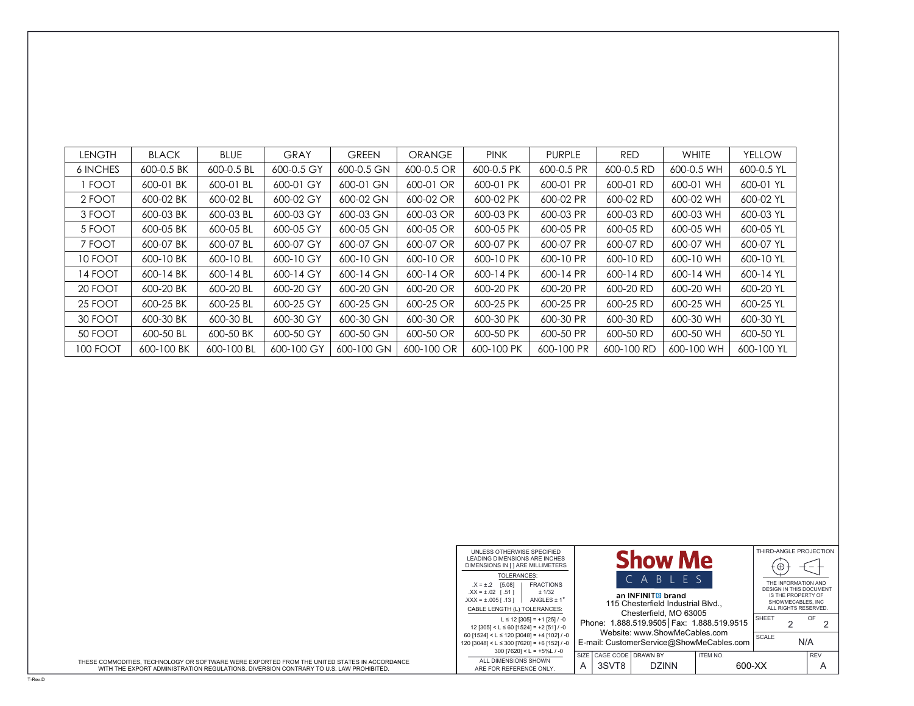| LENGTH | BLACK | BLUE | GRAY | GREEN | ORANGE | PINK | PURPLE | RED | WHITE | YELLOW |
|---|---|---|---|---|---|---|---|---|---|---|
| 6 INCHES | 600-0.5 BK | 600-0.5 BL | 600-0.5 GY | 600-0.5 GN | 600-0.5 OR | 600-0.5 PK | 600-0.5 PR | 600-0.5 RD | 600-0.5 WH | 600-0.5 YL |
| 1 FOOT | 600-01 BK | 600-01 BL | 600-01 GY | 600-01 GN | 600-01 OR | 600-01 PK | 600-01 PR | 600-01 RD | 600-01 WH | 600-01 YL |
| 2 FOOT | 600-02 BK | 600-02 BL | 600-02 GY | 600-02 GN | 600-02 OR | 600-02 PK | 600-02 PR | 600-02 RD | 600-02 WH | 600-02 YL |
| 3 FOOT | 600-03 BK | 600-03 BL | 600-03 GY | 600-03 GN | 600-03 OR | 600-03 PK | 600-03 PR | 600-03 RD | 600-03 WH | 600-03 YL |
| 5 FOOT | 600-05 BK | 600-05 BL | 600-05 GY | 600-05 GN | 600-05 OR | 600-05 PK | 600-05 PR | 600-05 RD | 600-05 WH | 600-05 YL |
| 7 FOOT | 600-07 BK | 600-07 BL | 600-07 GY | 600-07 GN | 600-07 OR | 600-07 PK | 600-07 PR | 600-07 RD | 600-07 WH | 600-07 YL |
| 10 FOOT | 600-10 BK | 600-10 BL | 600-10 GY | 600-10 GN | 600-10 OR | 600-10 PK | 600-10 PR | 600-10 RD | 600-10 WH | 600-10 YL |
| 14 FOOT | 600-14 BK | 600-14 BL | 600-14 GY | 600-14 GN | 600-14 OR | 600-14 PK | 600-14 PR | 600-14 RD | 600-14 WH | 600-14 YL |
| 20 FOOT | 600-20 BK | 600-20 BL | 600-20 GY | 600-20 GN | 600-20 OR | 600-20 PK | 600-20 PR | 600-20 RD | 600-20 WH | 600-20 YL |
| 25 FOOT | 600-25 BK | 600-25 BL | 600-25 GY | 600-25 GN | 600-25 OR | 600-25 PK | 600-25 PR | 600-25 RD | 600-25 WH | 600-25 YL |
| 30 FOOT | 600-30 BK | 600-30 BL | 600-30 GY | 600-30 GN | 600-30 OR | 600-30 PK | 600-30 PR | 600-30 RD | 600-30 WH | 600-30 YL |
| 50 FOOT | 600-50 BL | 600-50 BK | 600-50 GY | 600-50 GN | 600-50 OR | 600-50 PK | 600-50 PR | 600-50 RD | 600-50 WH | 600-50 YL |
| 100 FOOT | 600-100 BK | 600-100 BL | 600-100 GY | 600-100 GN | 600-100 OR | 600-100 PK | 600-100 PR | 600-100 RD | 600-100 WH | 600-100 YL |

THESE COMMODITIES, TECHNOLOGY OR SOFTWARE WERE EXPORTED FROM THE UNITED STATES IN ACCORDANCE WITH THE EXPORT ADMINISTRATION REGULATIONS. DIVERSION CONTRARY TO U.S. LAW PROHIBITED.

UNLESS OTHERWISE SPECIFIED
LEADING DIMENSIONS ARE INCHES
DIMENSIONS IN [ ] ARE MILLIMETERS

TOLERANCES:
.X = ±.2 [5.08]
.XX = ±.02 [.51]
.XXX = ±.005 [.13]
FRACTIONS ± 1/32
ANGLES ± 1°

CABLE LENGTH (L) TOLERANCES:
L ≤ 12 [305] = +1 [25] / -0
12 [305] < L ≤ 60 [1524] = +2 [51] / -0
60 [1524] < L ≤ 120 [3048] = +4 [102] / -0
120 [3048] < L ≤ 300 [7620] = +6 [152] / -0
300 [7620] < L = +5%L / -0

ALL DIMENSIONS SHOWN ARE FOR REFERENCE ONLY.

**Show Me CABLES**
an INFINITE brand
115 Chesterfield Industrial Blvd.,
Chesterfield, MO 63005
Phone: 1.888.519.9505 | Fax: 1.888.519.9515
Website: www.ShowMeCables.com
E-mail: CustomerService@ShowMeCables.com

THIRD-ANGLE PROJECTION

THE INFORMATION AND DESIGN IN THIS DOCUMENT IS THE PROPERTY OF SHOWMECABLES, INC ALL RIGHTS RESERVED.

| SIZE | CAGE CODE | DRAWN BY | ITEM NO. | SHEET | OF | SCALE | REV |
|---|---|---|---|---|---|---|---|
| A | 3SVT8 | DZINN | 600-XX | 2 | 2 | N/A | A |

T-Rev.D